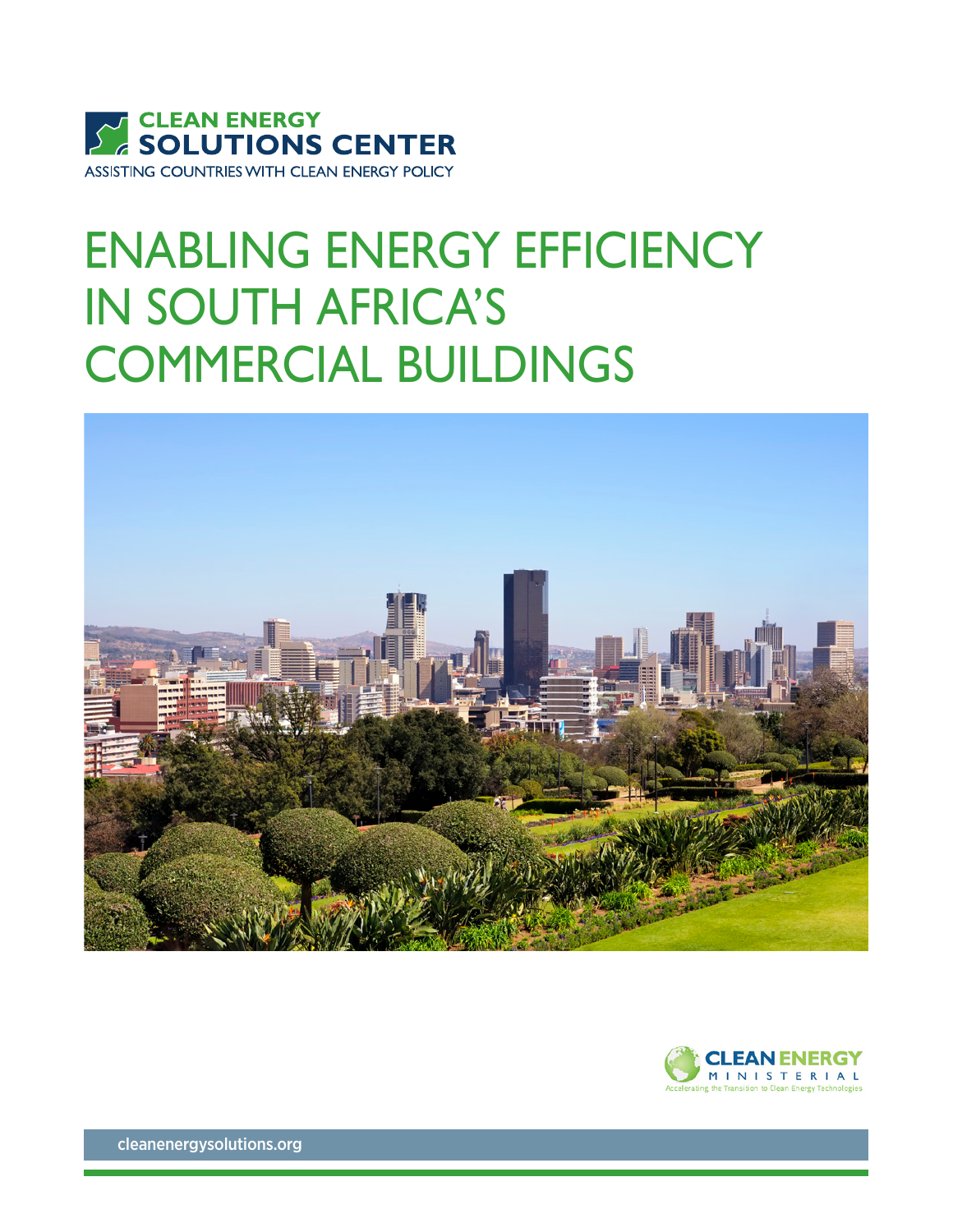CLEAN ENERGY
SOLUTIONS CENTER
ASSISTING COUNTRIES WITH CLEAN ENERGY POLICY

# ENABLING ENERGY EFFICIENCY IN SOUTH AFRICA'S COMMERCIAL BUILDINGS

CLEAN ENERGY
MINISTERIAL
Accelerating the Transition to Clean Energy Technologies

cleanenergysolutions.org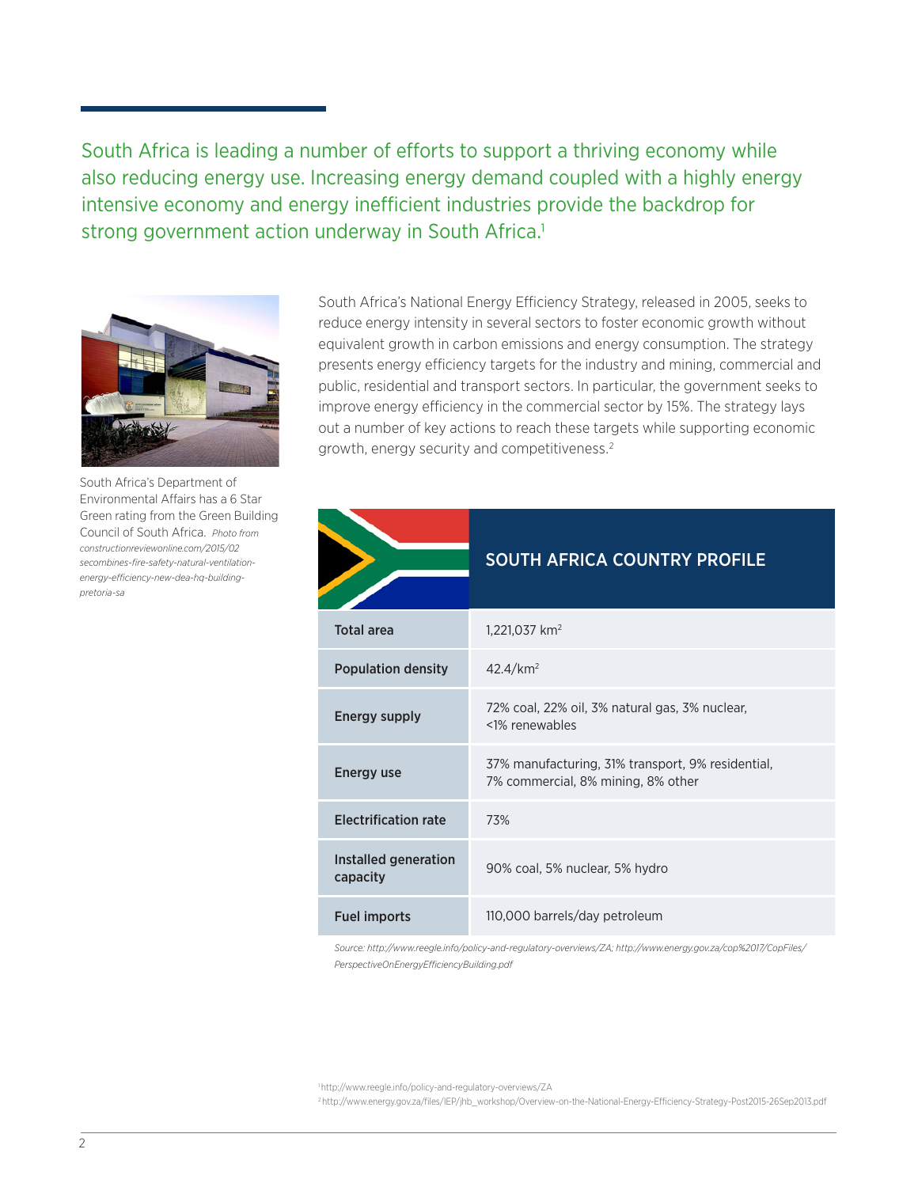South Africa is leading a number of efforts to support a thriving economy while also reducing energy use. Increasing energy demand coupled with a highly energy intensive economy and energy inefficient industries provide the backdrop for strong government action underway in South Africa.[1]

South Africa's Department of Environmental Affairs has a 6 Star Green rating from the Green Building Council of South Africa. *Photo from constructionreviewonline.com/2015/02 secombines-fire-safety-natural-ventilation-energy-efficiency-new-dea-hq-building-pretoria-sa*

South Africa's National Energy Efficiency Strategy, released in 2005, seeks to reduce energy intensity in several sectors to foster economic growth without equivalent growth in carbon emissions and energy consumption. The strategy presents energy efficiency targets for the industry and mining, commercial and public, residential and transport sectors. In particular, the government seeks to improve energy efficiency in the commercial sector by 15%. The strategy lays out a number of key actions to reach these targets while supporting economic growth, energy security and competitiveness.[2]

| | SOUTH AFRICA COUNTRY PROFILE |
|---|---|
| **Total area** | 1,221,037 km$^2$ |
| **Population density** | 42.4/km$^2$ |
| **Energy supply** | 72% coal, 22% oil, 3% natural gas, 3% nuclear, <1% renewables |
| **Energy use** | 37% manufacturing, 31% transport, 9% residential, 7% commercial, 8% mining, 8% other |
| **Electrification rate** | 73% |
| **Installed generation capacity** | 90% coal, 5% nuclear, 5% hydro |
| **Fuel imports** | 110,000 barrels/day petroleum |

*Source: http://www.reegle.info/policy-and-regulatory-overviews/ZA; http://www.energy.gov.za/cop%2017/CopFiles/PerspectiveOnEnergyEfficiencyBuilding.pdf*

[1] http://www.reegle.info/policy-and-regulatory-overviews/ZA

[2] http://www.energy.gov.za/files/IEP/jhb_workshop/Overview-on-the-National-Energy-Efficiency-Strategy-Post2015-26Sep2013.pdf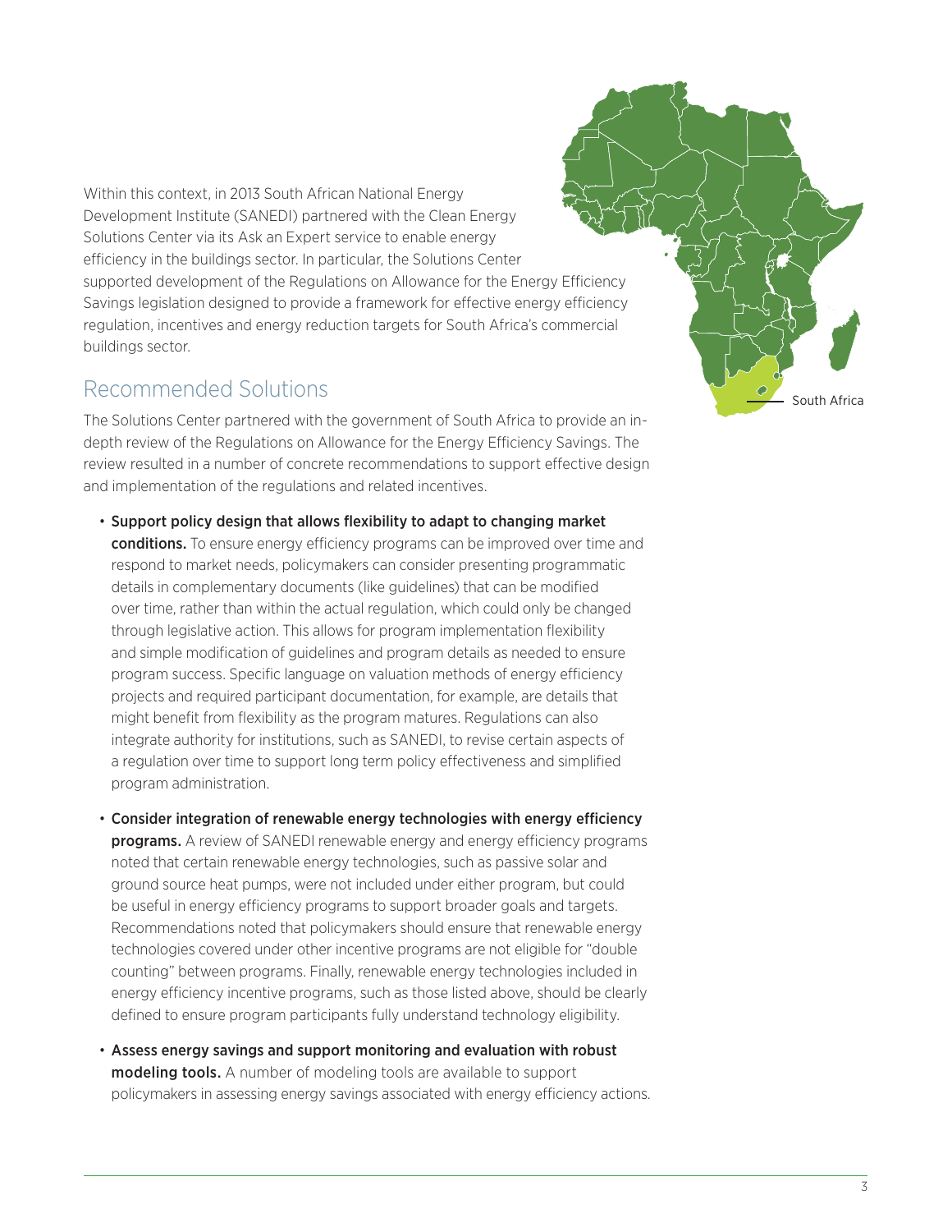Within this context, in 2013 South African National Energy Development Institute (SANEDI) partnered with the Clean Energy Solutions Center via its Ask an Expert service to enable energy efficiency in the buildings sector. In particular, the Solutions Center supported development of the Regulations on Allowance for the Energy Efficiency Savings legislation designed to provide a framework for effective energy efficiency regulation, incentives and energy reduction targets for South Africa's commercial buildings sector.

South Africa

## Recommended Solutions

The Solutions Center partnered with the government of South Africa to provide an in-depth review of the Regulations on Allowance for the Energy Efficiency Savings. The review resulted in a number of concrete recommendations to support effective design and implementation of the regulations and related incentives.

- **Support policy design that allows flexibility to adapt to changing market conditions.** To ensure energy efficiency programs can be improved over time and respond to market needs, policymakers can consider presenting programmatic details in complementary documents (like guidelines) that can be modified over time, rather than within the actual regulation, which could only be changed through legislative action. This allows for program implementation flexibility and simple modification of guidelines and program details as needed to ensure program success. Specific language on valuation methods of energy efficiency projects and required participant documentation, for example, are details that might benefit from flexibility as the program matures. Regulations can also integrate authority for institutions, such as SANEDI, to revise certain aspects of a regulation over time to support long term policy effectiveness and simplified program administration.

- **Consider integration of renewable energy technologies with energy efficiency programs.** A review of SANEDI renewable energy and energy efficiency programs noted that certain renewable energy technologies, such as passive solar and ground source heat pumps, were not included under either program, but could be useful in energy efficiency programs to support broader goals and targets. Recommendations noted that policymakers should ensure that renewable energy technologies covered under other incentive programs are not eligible for "double counting" between programs. Finally, renewable energy technologies included in energy efficiency incentive programs, such as those listed above, should be clearly defined to ensure program participants fully understand technology eligibility.

- **Assess energy savings and support monitoring and evaluation with robust modeling tools.** A number of modeling tools are available to support policymakers in assessing energy savings associated with energy efficiency actions.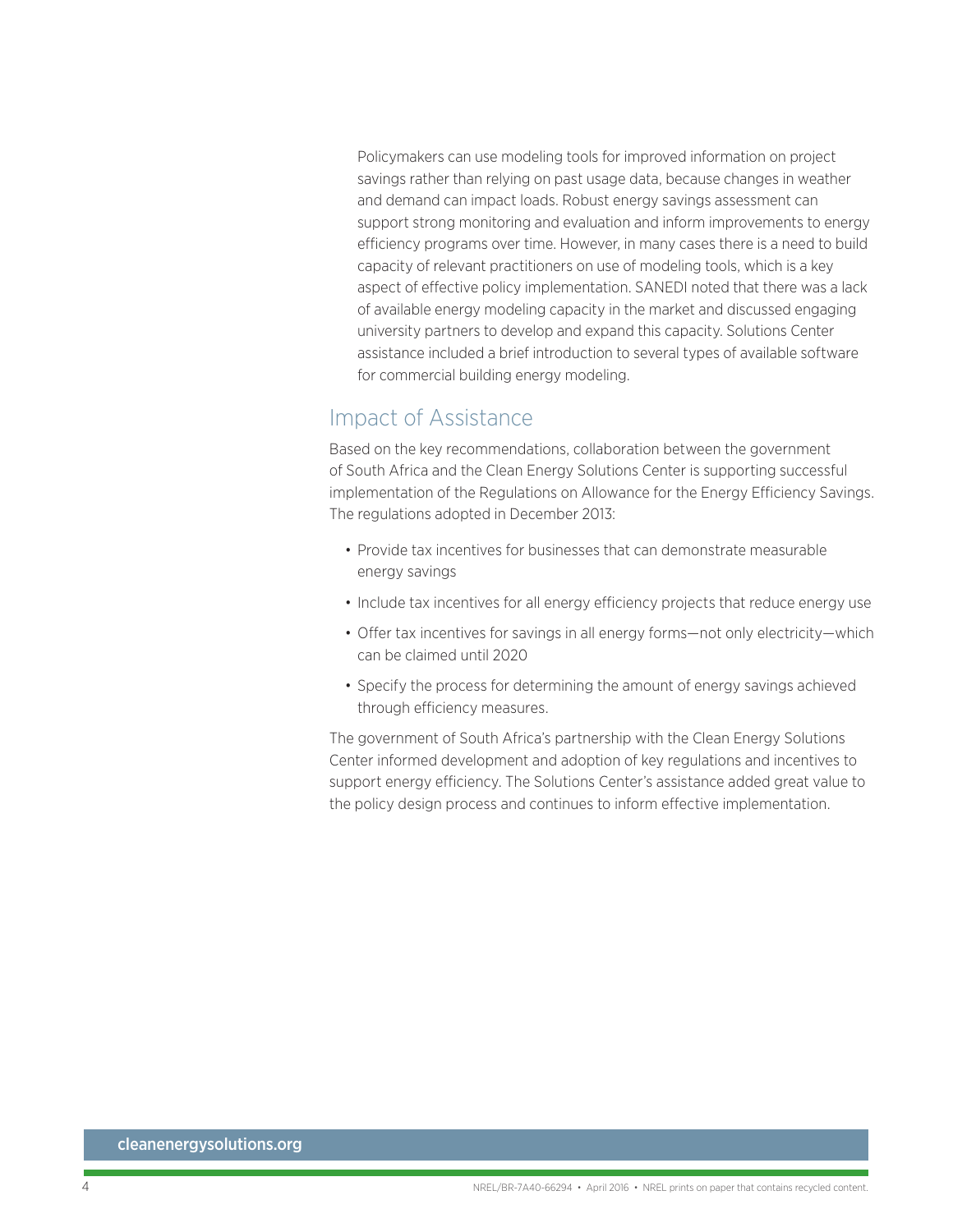Policymakers can use modeling tools for improved information on project savings rather than relying on past usage data, because changes in weather and demand can impact loads. Robust energy savings assessment can support strong monitoring and evaluation and inform improvements to energy efficiency programs over time. However, in many cases there is a need to build capacity of relevant practitioners on use of modeling tools, which is a key aspect of effective policy implementation. SANEDI noted that there was a lack of available energy modeling capacity in the market and discussed engaging university partners to develop and expand this capacity. Solutions Center assistance included a brief introduction to several types of available software for commercial building energy modeling.

## Impact of Assistance

Based on the key recommendations, collaboration between the government of South Africa and the Clean Energy Solutions Center is supporting successful implementation of the Regulations on Allowance for the Energy Efficiency Savings. The regulations adopted in December 2013:

- Provide tax incentives for businesses that can demonstrate measurable energy savings
- Include tax incentives for all energy efficiency projects that reduce energy use
- Offer tax incentives for savings in all energy forms—not only electricity—which can be claimed until 2020
- Specify the process for determining the amount of energy savings achieved through efficiency measures.

The government of South Africa's partnership with the Clean Energy Solutions Center informed development and adoption of key regulations and incentives to support energy efficiency. The Solutions Center's assistance added great value to the policy design process and continues to inform effective implementation.

cleanenergysolutions.org

NREL/BR-7A40-66294 • April 2016 • NREL prints on paper that contains recycled content.